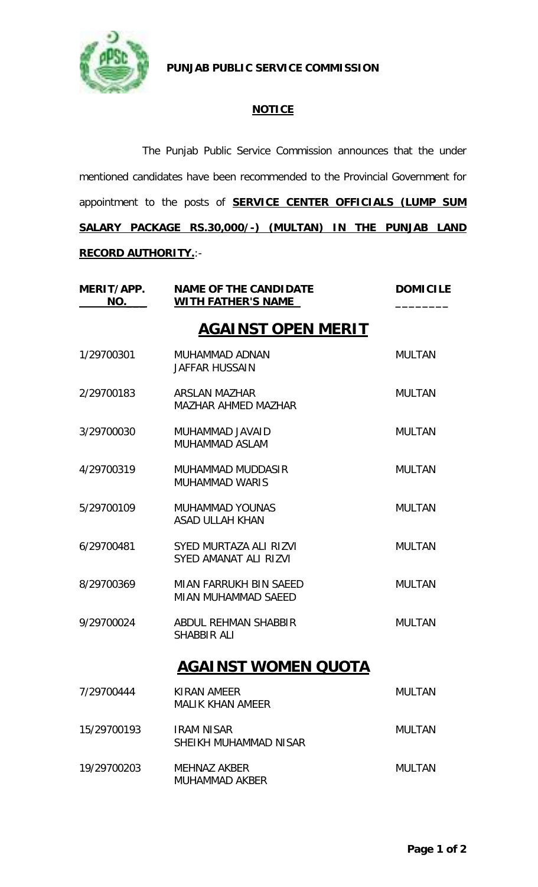# PUNJAB PUBLIC SERVICE COMMISSION

## NOTICE

The Punjab Public Service Commission announces that the under mentioned candidates have been recommended to the Provincial Government for appointment to the posts of **SERVICE CENTER OFFICIALS (LUMP SUM SALARY PACKAGE RS.30,000/-) (MULTAN) IN THE PUNJAB LAND RECORD AUTHORITY.**:-

| MERIT/APP. NO. | NAME OF THE CANDIDATE WITH FATHER'S NAME | DOMICILE |
|---|---|---|
| | **AGAINST OPEN MERIT** | |
| 1/29700301 | MUHAMMAD ADNAN<br>JAFFAR HUSSAIN | MULTAN |
| 2/29700183 | ARSLAN MAZHAR<br>MAZHAR AHMED MAZHAR | MULTAN |
| 3/29700030 | MUHAMMAD JAVAID<br>MUHAMMAD ASLAM | MULTAN |
| 4/29700319 | MUHAMMAD MUDDASIR<br>MUHAMMAD WARIS | MULTAN |
| 5/29700109 | MUHAMMAD YOUNAS<br>ASAD ULLAH KHAN | MULTAN |
| 6/29700481 | SYED MURTAZA ALI RIZVI<br>SYED AMANAT ALI RIZVI | MULTAN |
| 8/29700369 | MIAN FARRUKH BIN SAEED<br>MIAN MUHAMMAD SAEED | MULTAN |
| 9/29700024 | ABDUL REHMAN SHABBIR<br>SHABBIR ALI | MULTAN |
| | **AGAINST WOMEN QUOTA** | |
| 7/29700444 | KIRAN AMEER<br>MALIK KHAN AMEER | MULTAN |
| 15/29700193 | IRAM NISAR<br>SHEIKH MUHAMMAD NISAR | MULTAN |
| 19/29700203 | MEHNAZ AKBER<br>MUHAMMAD AKBER | MULTAN |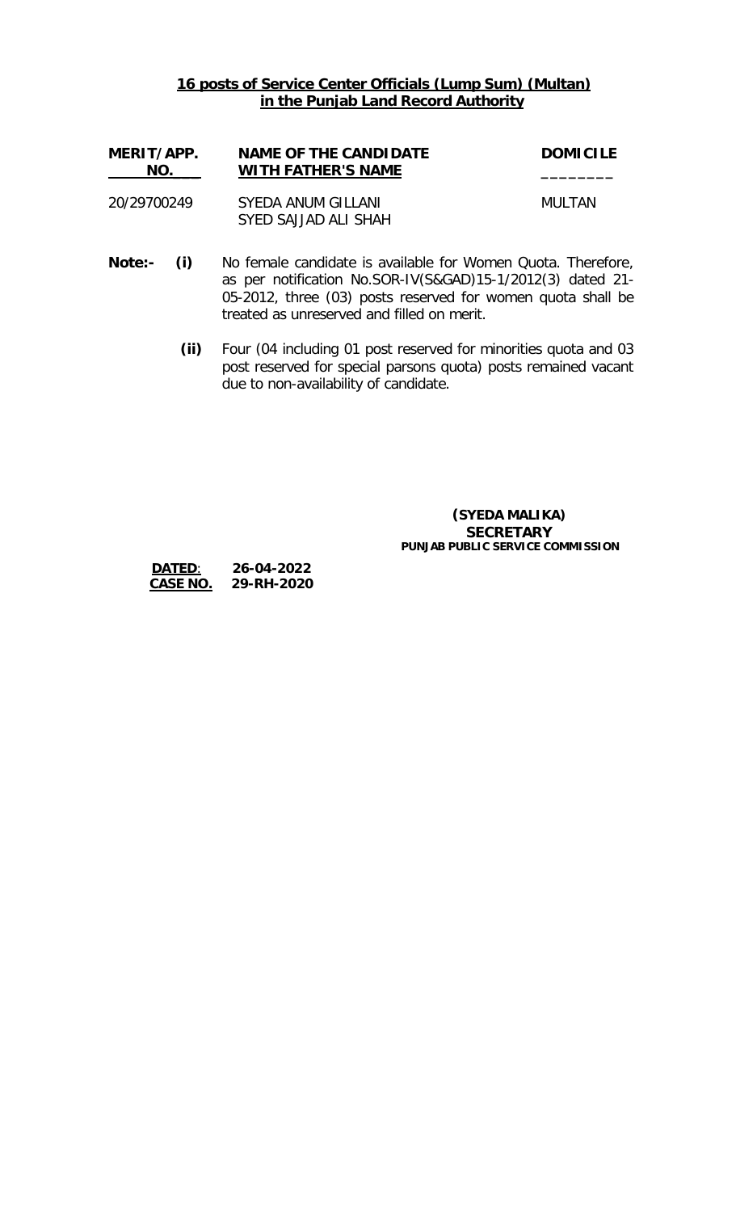**16 posts of Service Center Officials (Lump Sum) (Multan) in the Punjab Land Record Authority**

| MERIT/APP. NO. | NAME OF THE CANDIDATE WITH FATHER'S NAME | DOMICILE |
|---|---|---|
| 20/29700249 | SYEDA ANUM GILLANI<br>SYED SAJJAD ALI SHAH | MULTAN |

**Note:-**

**(i)** No female candidate is available for Women Quota. Therefore, as per notification No.SOR-IV(S&GAD)15-1/2012(3) dated 21-05-2012, three (03) posts reserved for women quota shall be treated as unreserved and filled on merit.

**(ii)** Four (04 including 01 post reserved for minorities quota and 03 post reserved for special parsons quota) posts remained vacant due to non-availability of candidate.

**(SYEDA MALIKA)**
**SECRETARY**
**PUNJAB PUBLIC SERVICE COMMISSION**

**DATED**: **26-04-2022**
**CASE NO.** **29-RH-2020**